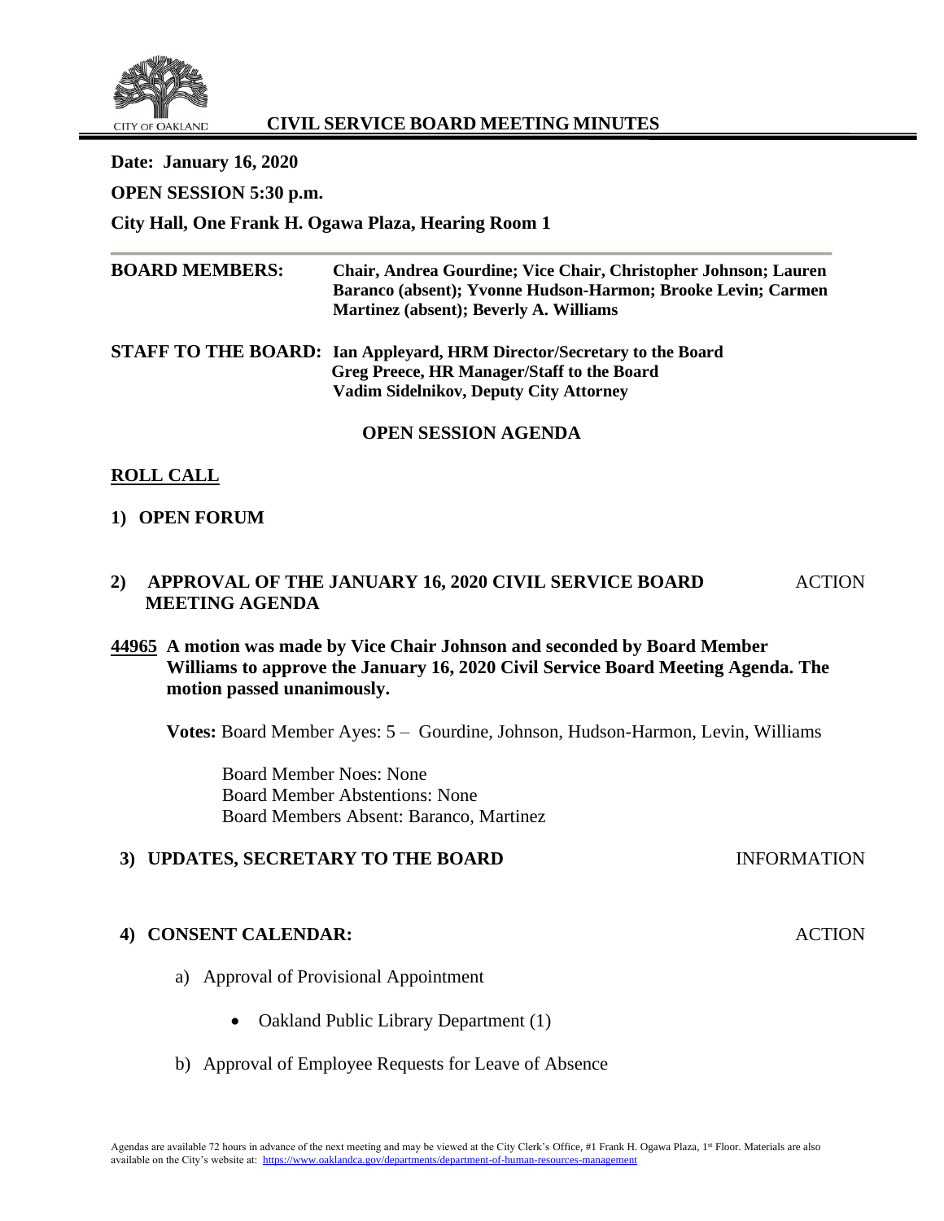CITY OF OAKLAND

# CIVIL SERVICE BOARD MEETING MINUTES

**Date: January 16, 2020**

**OPEN SESSION 5:30 p.m.**

**City Hall, One Frank H. Ogawa Plaza, Hearing Room 1**

**BOARD MEMBERS:** **Chair, Andrea Gourdine; Vice Chair, Christopher Johnson; Lauren Baranco (absent); Yvonne Hudson-Harmon; Brooke Levin; Carmen Martinez (absent); Beverly A. Williams**

**STAFF TO THE BOARD:** **Ian Appleyard, HRM Director/Secretary to the Board**
**Greg Preece, HR Manager/Staff to the Board**
**Vadim Sidelnikov, Deputy City Attorney**

## OPEN SESSION AGENDA

**ROLL CALL**

**1) OPEN FORUM**

**2) APPROVAL OF THE JANUARY 16, 2020 CIVIL SERVICE BOARD MEETING AGENDA** — ACTION

**44965 A motion was made by Vice Chair Johnson and seconded by Board Member Williams to approve the January 16, 2020 Civil Service Board Meeting Agenda. The motion passed unanimously.**

**Votes:** Board Member Ayes: 5 – Gourdine, Johnson, Hudson-Harmon, Levin, Williams

Board Member Noes: None
Board Member Abstentions: None
Board Members Absent: Baranco, Martinez

**3) UPDATES, SECRETARY TO THE BOARD** — INFORMATION

**4) CONSENT CALENDAR:** — ACTION

a) Approval of Provisional Appointment

- Oakland Public Library Department (1)

b) Approval of Employee Requests for Leave of Absence

Agendas are available 72 hours in advance of the next meeting and may be viewed at the City Clerk's Office, #1 Frank H. Ogawa Plaza, 1st Floor. Materials are also available on the City's website at: https://www.oaklandca.gov/departments/department-of-human-resources-management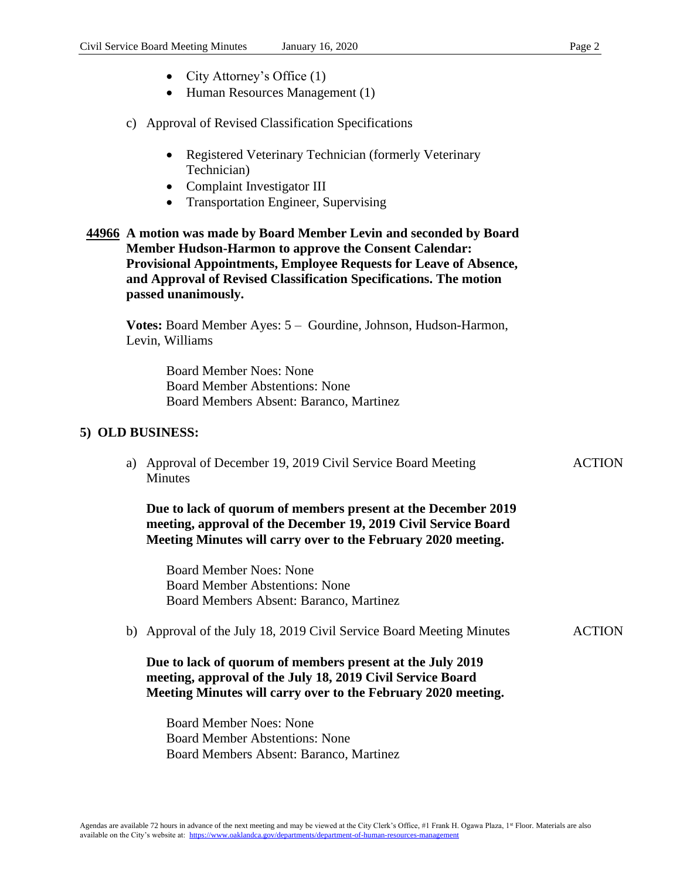- City Attorney's Office (1)
- Human Resources Management (1)

c) Approval of Revised Classification Specifications

- Registered Veterinary Technician (formerly Veterinary Technician)
- Complaint Investigator III
- Transportation Engineer, Supervising

**44966** **A motion was made by Board Member Levin and seconded by Board Member Hudson-Harmon to approve the Consent Calendar: Provisional Appointments, Employee Requests for Leave of Absence, and Approval of Revised Classification Specifications. The motion passed unanimously.**

**Votes:** Board Member Ayes: 5 – Gourdine, Johnson, Hudson-Harmon, Levin, Williams

Board Member Noes: None
Board Member Abstentions: None
Board Members Absent: Baranco, Martinez

## 5) OLD BUSINESS:

a) Approval of December 19, 2019 Civil Service Board Meeting Minutes — ACTION

**Due to lack of quorum of members present at the December 2019 meeting, approval of the December 19, 2019 Civil Service Board Meeting Minutes will carry over to the February 2020 meeting.**

Board Member Noes: None
Board Member Abstentions: None
Board Members Absent: Baranco, Martinez

b) Approval of the July 18, 2019 Civil Service Board Meeting Minutes — ACTION

**Due to lack of quorum of members present at the July 2019 meeting, approval of the July 18, 2019 Civil Service Board Meeting Minutes will carry over to the February 2020 meeting.**

Board Member Noes: None
Board Member Abstentions: None
Board Members Absent: Baranco, Martinez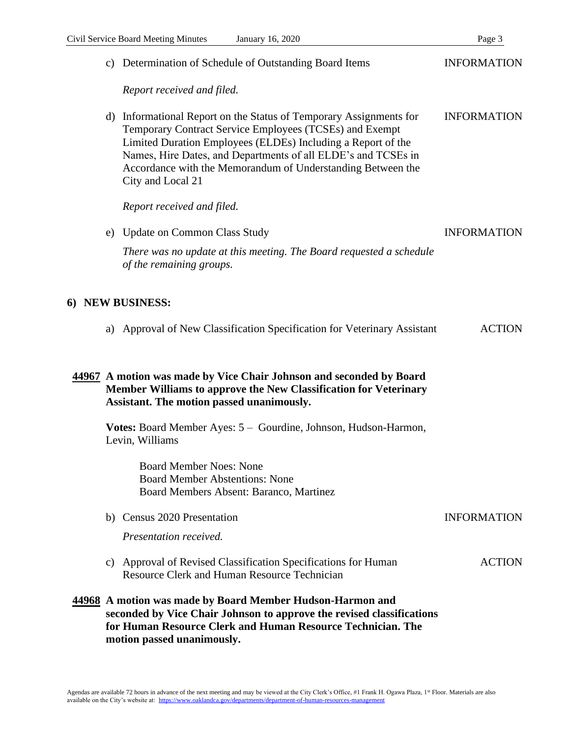c) Determination of Schedule of Outstanding Board Items — INFORMATION

*Report received and filed.*

d) Informational Report on the Status of Temporary Assignments for Temporary Contract Service Employees (TCSEs) and Exempt Limited Duration Employees (ELDEs) Including a Report of the Names, Hire Dates, and Departments of all ELDE's and TCSEs in Accordance with the Memorandum of Understanding Between the City and Local 21 — INFORMATION

*Report received and filed.*

e) Update on Common Class Study — INFORMATION

*There was no update at this meeting. The Board requested a schedule of the remaining groups.*

## 6) NEW BUSINESS:

a) Approval of New Classification Specification for Veterinary Assistant — ACTION

**44967 A motion was made by Vice Chair Johnson and seconded by Board Member Williams to approve the New Classification for Veterinary Assistant. The motion passed unanimously.**

**Votes:** Board Member Ayes: 5 – Gourdine, Johnson, Hudson-Harmon, Levin, Williams

Board Member Noes: None
Board Member Abstentions: None
Board Members Absent: Baranco, Martinez

b) Census 2020 Presentation — INFORMATION

*Presentation received.*

c) Approval of Revised Classification Specifications for Human Resource Clerk and Human Resource Technician — ACTION

**44968 A motion was made by Board Member Hudson-Harmon and seconded by Vice Chair Johnson to approve the revised classifications for Human Resource Clerk and Human Resource Technician. The motion passed unanimously.**

Agendas are available 72 hours in advance of the next meeting and may be viewed at the City Clerk's Office, #1 Frank H. Ogawa Plaza, 1st Floor. Materials are also available on the City's website at: https://www.oaklandca.gov/departments/department-of-human-resources-management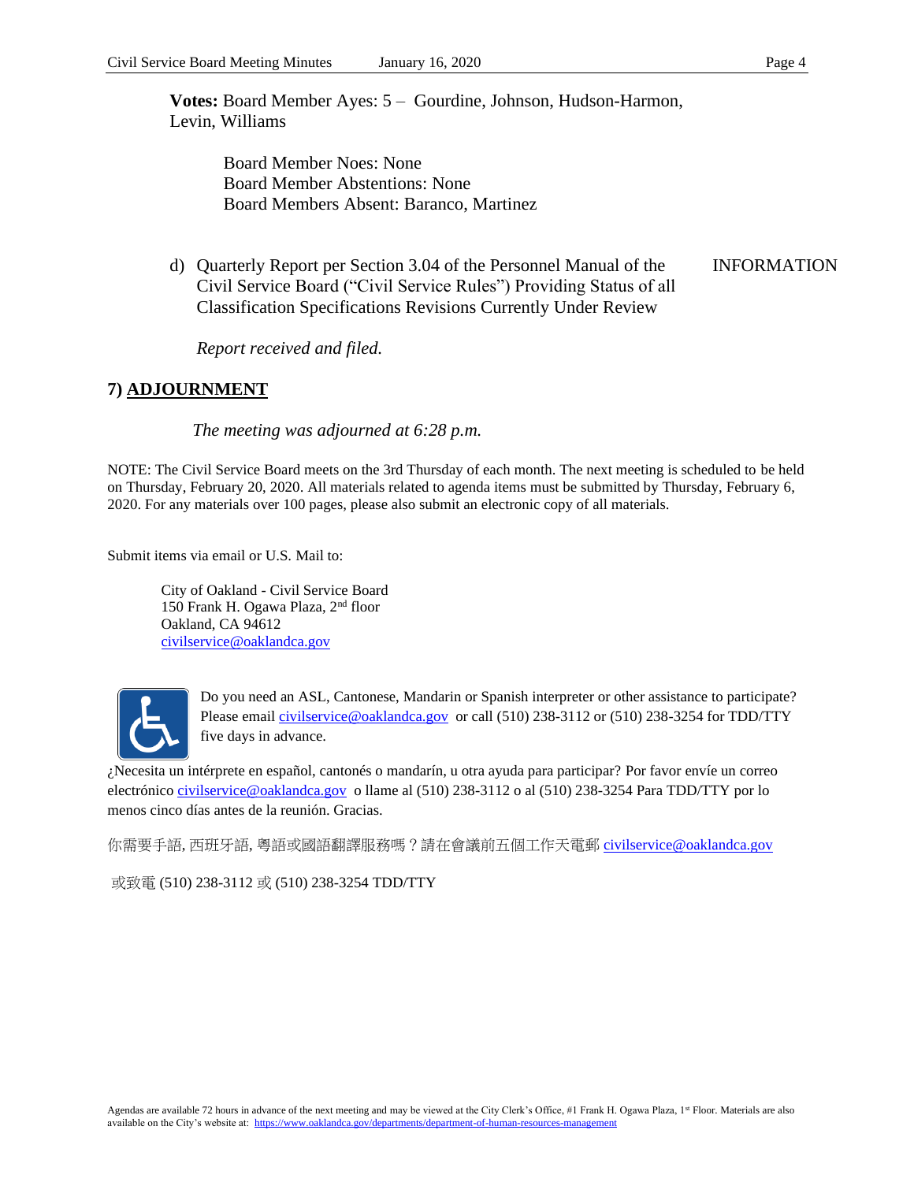**Votes:** Board Member Ayes: 5 – Gourdine, Johnson, Hudson-Harmon, Levin, Williams

Board Member Noes: None
Board Member Abstentions: None
Board Members Absent: Baranco, Martinez

d) Quarterly Report per Section 3.04 of the Personnel Manual of the Civil Service Board ("Civil Service Rules") Providing Status of all Classification Specifications Revisions Currently Under Review — INFORMATION

*Report received and filed.*

## 7) ADJOURNMENT

*The meeting was adjourned at 6:28 p.m.*

NOTE: The Civil Service Board meets on the 3rd Thursday of each month. The next meeting is scheduled to be held on Thursday, February 20, 2020. All materials related to agenda items must be submitted by Thursday, February 6, 2020. For any materials over 100 pages, please also submit an electronic copy of all materials.

Submit items via email or U.S. Mail to:

City of Oakland - Civil Service Board
150 Frank H. Ogawa Plaza, 2nd floor
Oakland, CA 94612
civilservice@oaklandca.gov

Do you need an ASL, Cantonese, Mandarin or Spanish interpreter or other assistance to participate? Please email civilservice@oaklandca.gov or call (510) 238-3112 or (510) 238-3254 for TDD/TTY five days in advance.

¿Necesita un intérprete en español, cantonés o mandarín, u otra ayuda para participar? Por favor envíe un correo electrónico civilservice@oaklandca.gov o llame al (510) 238-3112 o al (510) 238-3254 Para TDD/TTY por lo menos cinco días antes de la reunión. Gracias.

你需要手語, 西班牙語, 粵語或國語翻譯服務嗎？請在會議前五個工作天電郵 civilservice@oaklandca.gov

或致電 (510) 238-3112 或 (510) 238-3254 TDD/TTY

Agendas are available 72 hours in advance of the next meeting and may be viewed at the City Clerk's Office, #1 Frank H. Ogawa Plaza, 1st Floor. Materials are also available on the City's website at: https://www.oaklandca.gov/departments/department-of-human-resources-management